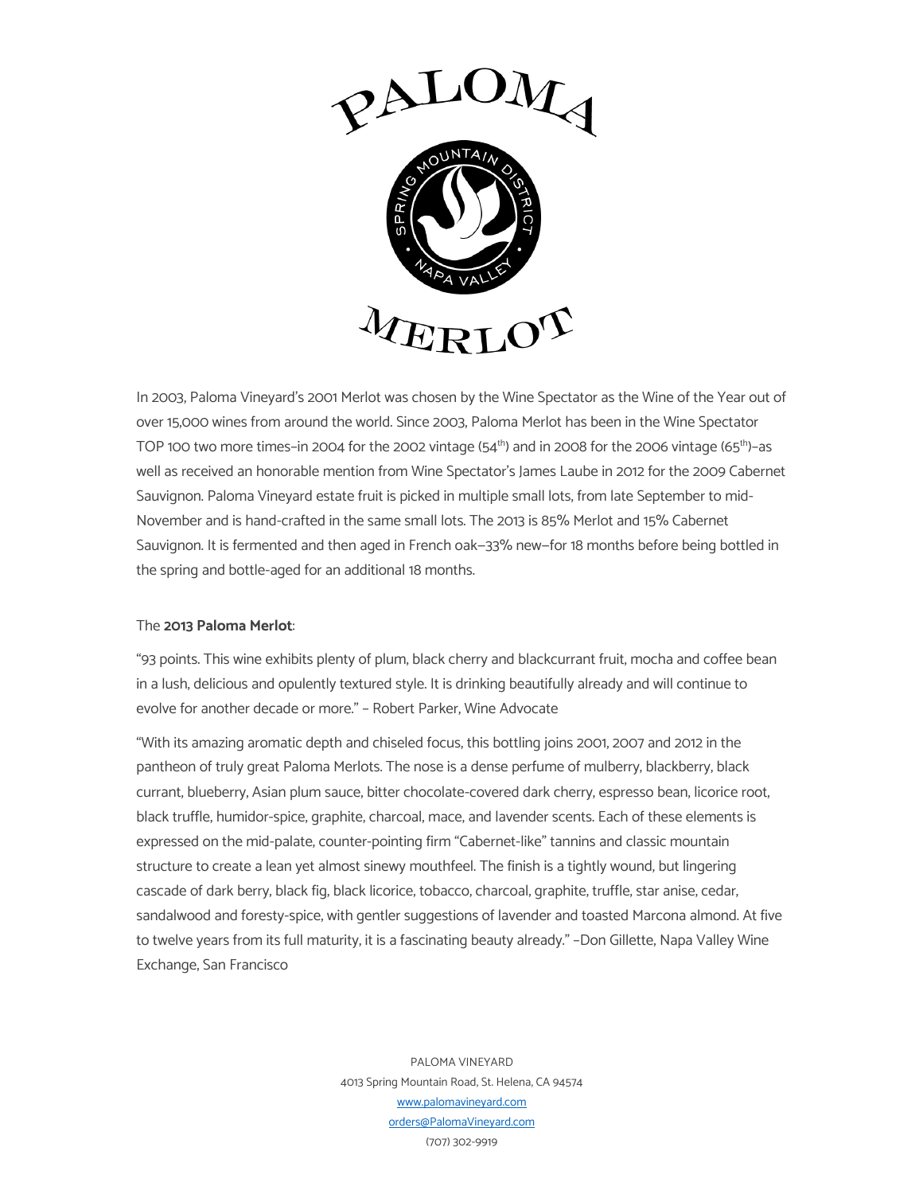# PALOMA

SPRING MOUNTAIN DISTRICT • NAPA VALLEY

# MERLOT

In 2003, Paloma Vineyard's 2001 Merlot was chosen by the Wine Spectator as the Wine of the Year out of over 15,000 wines from around the world. Since 2003, Paloma Merlot has been in the Wine Spectator TOP 100 two more times–in 2004 for the 2002 vintage ($54^{th}$) and in 2008 for the 2006 vintage ($65^{th}$)–as well as received an honorable mention from Wine Spectator's James Laube in 2012 for the 2009 Cabernet Sauvignon. Paloma Vineyard estate fruit is picked in multiple small lots, from late September to mid-November and is hand-crafted in the same small lots. The 2013 is 85% Merlot and 15% Cabernet Sauvignon. It is fermented and then aged in French oak—33% new—for 18 months before being bottled in the spring and bottle-aged for an additional 18 months.

The **2013 Paloma Merlot**:

"93 points. This wine exhibits plenty of plum, black cherry and blackcurrant fruit, mocha and coffee bean in a lush, delicious and opulently textured style. It is drinking beautifully already and will continue to evolve for another decade or more." – Robert Parker, Wine Advocate

"With its amazing aromatic depth and chiseled focus, this bottling joins 2001, 2007 and 2012 in the pantheon of truly great Paloma Merlots. The nose is a dense perfume of mulberry, blackberry, black currant, blueberry, Asian plum sauce, bitter chocolate-covered dark cherry, espresso bean, licorice root, black truffle, humidor-spice, graphite, charcoal, mace, and lavender scents. Each of these elements is expressed on the mid-palate, counter-pointing firm "Cabernet-like" tannins and classic mountain structure to create a lean yet almost sinewy mouthfeel. The finish is a tightly wound, but lingering cascade of dark berry, black fig, black licorice, tobacco, charcoal, graphite, truffle, star anise, cedar, sandalwood and foresty-spice, with gentler suggestions of lavender and toasted Marcona almond. At five to twelve years from its full maturity, it is a fascinating beauty already." –Don Gillette, Napa Valley Wine Exchange, San Francisco

PALOMA VINEYARD
4013 Spring Mountain Road, St. Helena, CA 94574
www.palomavineyard.com
orders@PalomaVineyard.com
(707) 302-9919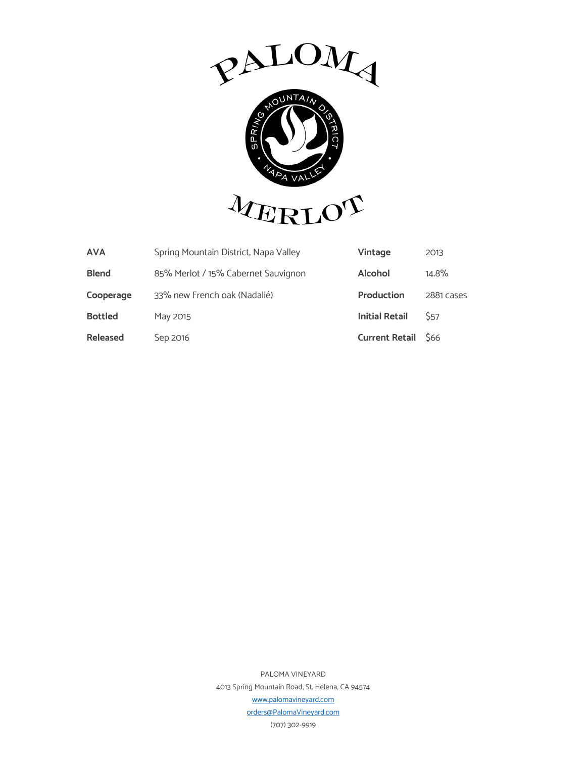# PALOMA

SPRING MOUNTAIN DISTRICT • NAPA VALLEY •

# MERLOT

| | | | |
|---|---|---|---|
| **AVA** | Spring Mountain District, Napa Valley | **Vintage** | 2013 |
| **Blend** | 85% Merlot / 15% Cabernet Sauvignon | **Alcohol** | 14.8% |
| **Cooperage** | 33% new French oak (Nadalié) | **Production** | 2881 cases |
| **Bottled** | May 2015 | **Initial Retail** | $57 |
| **Released** | Sep 2016 | **Current Retail** | $66 |

PALOMA VINEYARD
4013 Spring Mountain Road, St. Helena, CA 94574
www.palomavineyard.com
orders@PalomaVineyard.com
(707) 302-9919